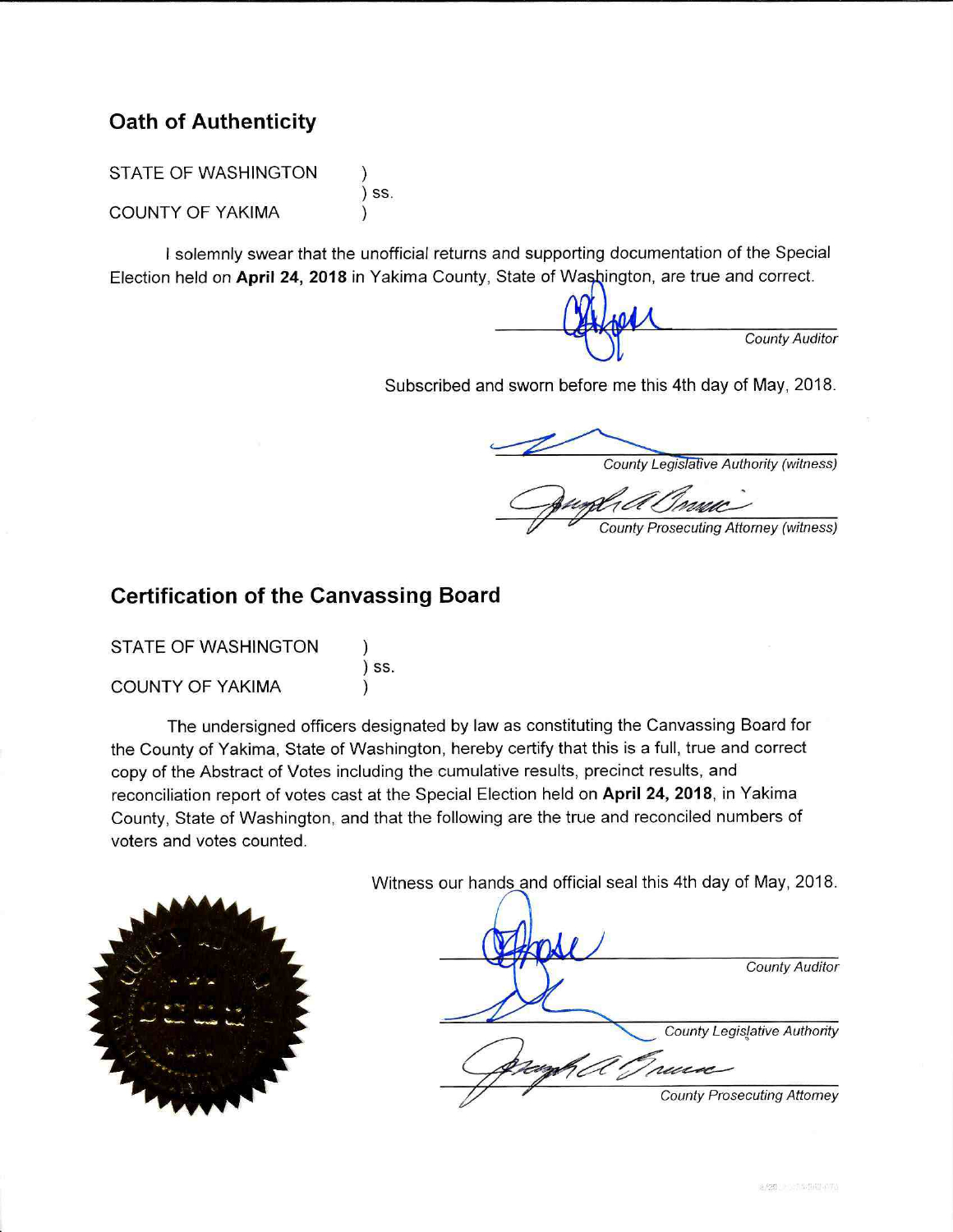## Oath of Authenticity

STATE OF WASHINGTON )
) ss.
COUNTY OF YAKIMA )

I solemnly swear that the unofficial returns and supporting documentation of the Special Election held on **April 24, 2018** in Yakima County, State of Washington, are true and correct.

_______________________
*County Auditor*

Subscribed and sworn before me this 4th day of May, 2018.

_______________________
*County Legislative Authority (witness)*

_______________________
*County Prosecuting Attorney (witness)*

## Certification of the Canvassing Board

STATE OF WASHINGTON )
) ss.
COUNTY OF YAKIMA )

The undersigned officers designated by law as constituting the Canvassing Board for the County of Yakima, State of Washington, hereby certify that this is a full, true and correct copy of the Abstract of Votes including the cumulative results, precinct results, and reconciliation report of votes cast at the Special Election held on **April 24, 2018**, in Yakima County, State of Washington, and that the following are the true and reconciled numbers of voters and votes counted.

Witness our hands and official seal this 4th day of May, 2018.

_______________________
*County Auditor*

_______________________
*County Legislative Authority*

_______________________
*County Prosecuting Attorney*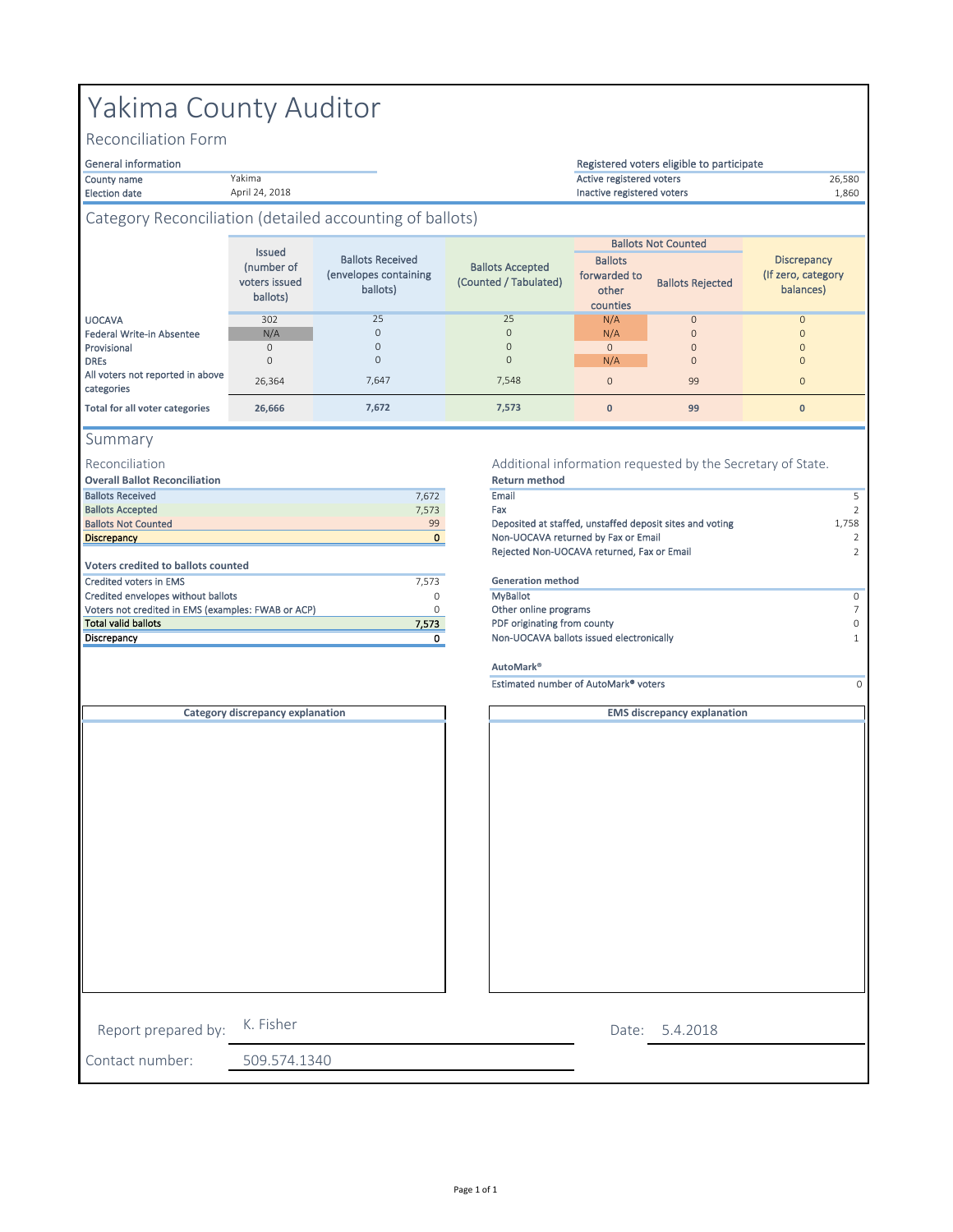# Yakima County Auditor

## Reconciliation Form

| General information | |
|---|---|
| County name | Yakima |
| Election date | April 24, 2018 |

| Registered voters eligible to participate | |
|---|---|
| Active registered voters | 26,580 |
| Inactive registered voters | 1,860 |

## Category Reconciliation (detailed accounting of ballots)

| | Issued (number of voters issued ballots) | Ballots Received (envelopes containing ballots) | Ballots Accepted (Counted / Tabulated) | Ballots Not Counted | | Discrepancy (If zero, category balances) |
|---|---|---|---|---|---|---|
| | | | | Ballots forwarded to other counties | Ballots Rejected | |
| UOCAVA | 302 | 25 | 25 | N/A | 0 | 0 |
| Federal Write-in Absentee | N/A | 0 | 0 | N/A | 0 | 0 |
| Provisional | 0 | 0 | 0 | 0 | 0 | 0 |
| DREs | 0 | 0 | 0 | N/A | 0 | 0 |
| All voters not reported in above categories | 26,364 | 7,647 | 7,548 | 0 | 99 | 0 |
| **Total for all voter categories** | **26,666** | **7,672** | **7,573** | **0** | **99** | **0** |

## Summary

### Reconciliation

| **Overall Ballot Reconciliation** | |
|---|---|
| Ballots Received | 7,672 |
| Ballots Accepted | 7,573 |
| Ballots Not Counted | 99 |
| Discrepancy | 0 |

| **Voters credited to ballots counted** | |
|---|---|
| Credited voters in EMS | 7,573 |
| Credited envelopes without ballots | 0 |
| Voters not credited in EMS (examples: FWAB or ACP) | 0 |
| Total valid ballots | 7,573 |
| Discrepancy | 0 |

### Additional information requested by the Secretary of State.

| **Return method** | |
|---|---|
| Email | 5 |
| Fax | 2 |
| Deposited at staffed, unstaffed deposit sites and voting | 1,758 |
| Non-UOCAVA returned by Fax or Email | 2 |
| Rejected Non-UOCAVA returned, Fax or Email | 2 |

| **Generation method** | |
|---|---|
| MyBallot | 0 |
| Other online programs | 7 |
| PDF originating from county | 0 |
| Non-UOCAVA ballots issued electronically | 1 |

| **AutoMark®** | |
|---|---|
| Estimated number of AutoMark® voters | 0 |

**Category discrepancy explanation**

**EMS discrepancy explanation**

Report prepared by: K. Fisher

Date: 5.4.2018

Contact number: 509.574.1340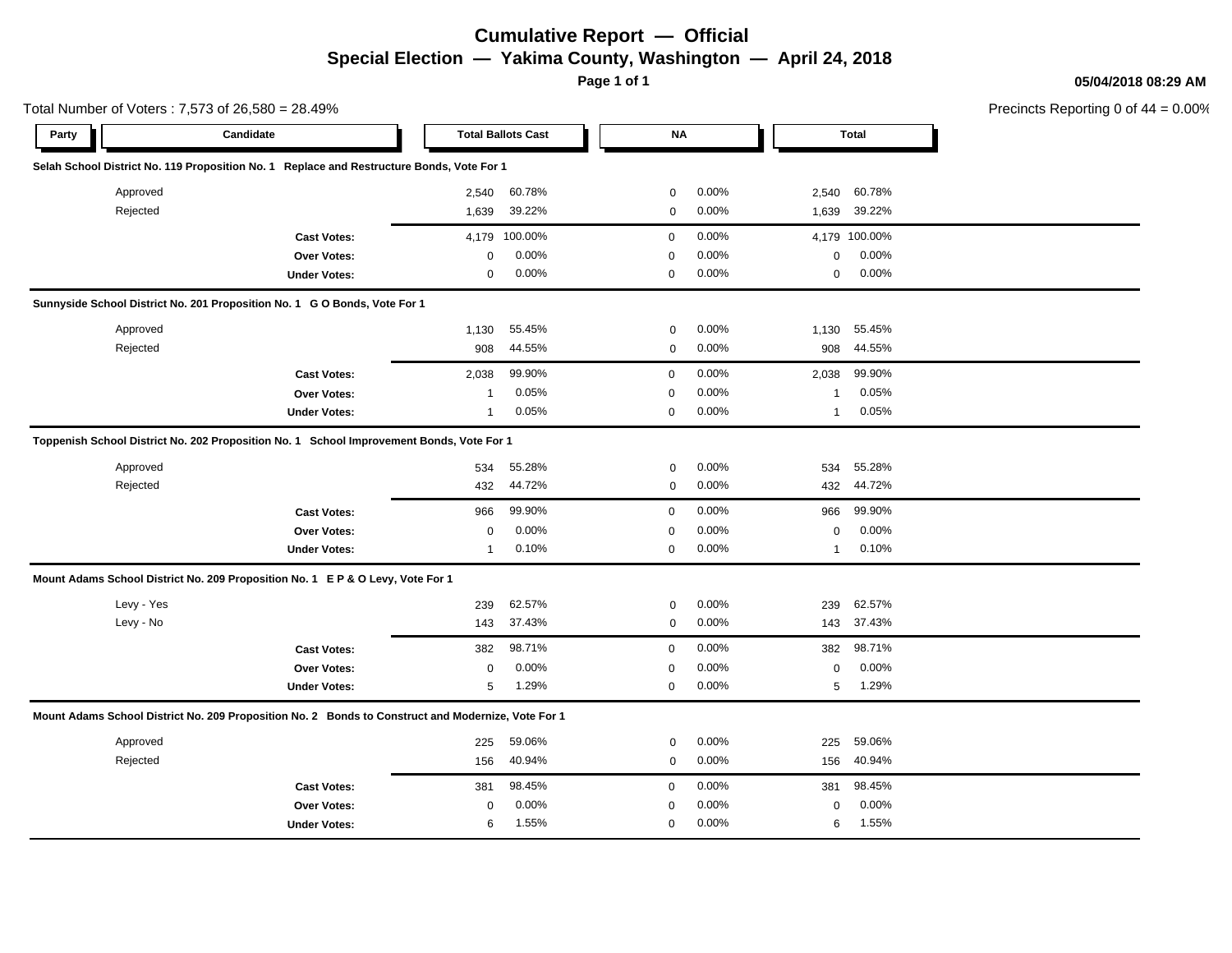# Cumulative Report — Official

## Special Election — Yakima County, Washington — April 24, 2018

05/04/2018 08:29 AM

Total Number of Voters : 7,573 of 26,580 = 28.49%

Precincts Reporting 0 of 44 = 0.00%

| Party | Candidate | Total Ballots Cast | | NA | | Total | |
|---|---|---|---|---|---|---|---|
| **Selah School District No. 119 Proposition No. 1 Replace and Restructure Bonds, Vote For 1** | | | | | | | |
| | Approved | 2,540 | 60.78% | 0 | 0.00% | 2,540 | 60.78% |
| | Rejected | 1,639 | 39.22% | 0 | 0.00% | 1,639 | 39.22% |
| | **Cast Votes:** | 4,179 | 100.00% | 0 | 0.00% | 4,179 | 100.00% |
| | **Over Votes:** | 0 | 0.00% | 0 | 0.00% | 0 | 0.00% |
| | **Under Votes:** | 0 | 0.00% | 0 | 0.00% | 0 | 0.00% |
| **Sunnyside School District No. 201 Proposition No. 1 G O Bonds, Vote For 1** | | | | | | | |
| | Approved | 1,130 | 55.45% | 0 | 0.00% | 1,130 | 55.45% |
| | Rejected | 908 | 44.55% | 0 | 0.00% | 908 | 44.55% |
| | **Cast Votes:** | 2,038 | 99.90% | 0 | 0.00% | 2,038 | 99.90% |
| | **Over Votes:** | 1 | 0.05% | 0 | 0.00% | 1 | 0.05% |
| | **Under Votes:** | 1 | 0.05% | 0 | 0.00% | 1 | 0.05% |
| **Toppenish School District No. 202 Proposition No. 1 School Improvement Bonds, Vote For 1** | | | | | | | |
| | Approved | 534 | 55.28% | 0 | 0.00% | 534 | 55.28% |
| | Rejected | 432 | 44.72% | 0 | 0.00% | 432 | 44.72% |
| | **Cast Votes:** | 966 | 99.90% | 0 | 0.00% | 966 | 99.90% |
| | **Over Votes:** | 0 | 0.00% | 0 | 0.00% | 0 | 0.00% |
| | **Under Votes:** | 1 | 0.10% | 0 | 0.00% | 1 | 0.10% |
| **Mount Adams School District No. 209 Proposition No. 1 E P & O Levy, Vote For 1** | | | | | | | |
| | Levy - Yes | 239 | 62.57% | 0 | 0.00% | 239 | 62.57% |
| | Levy - No | 143 | 37.43% | 0 | 0.00% | 143 | 37.43% |
| | **Cast Votes:** | 382 | 98.71% | 0 | 0.00% | 382 | 98.71% |
| | **Over Votes:** | 0 | 0.00% | 0 | 0.00% | 0 | 0.00% |
| | **Under Votes:** | 5 | 1.29% | 0 | 0.00% | 5 | 1.29% |
| **Mount Adams School District No. 209 Proposition No. 2 Bonds to Construct and Modernize, Vote For 1** | | | | | | | |
| | Approved | 225 | 59.06% | 0 | 0.00% | 225 | 59.06% |
| | Rejected | 156 | 40.94% | 0 | 0.00% | 156 | 40.94% |
| | **Cast Votes:** | 381 | 98.45% | 0 | 0.00% | 381 | 98.45% |
| | **Over Votes:** | 0 | 0.00% | 0 | 0.00% | 0 | 0.00% |
| | **Under Votes:** | 6 | 1.55% | 0 | 0.00% | 6 | 1.55% |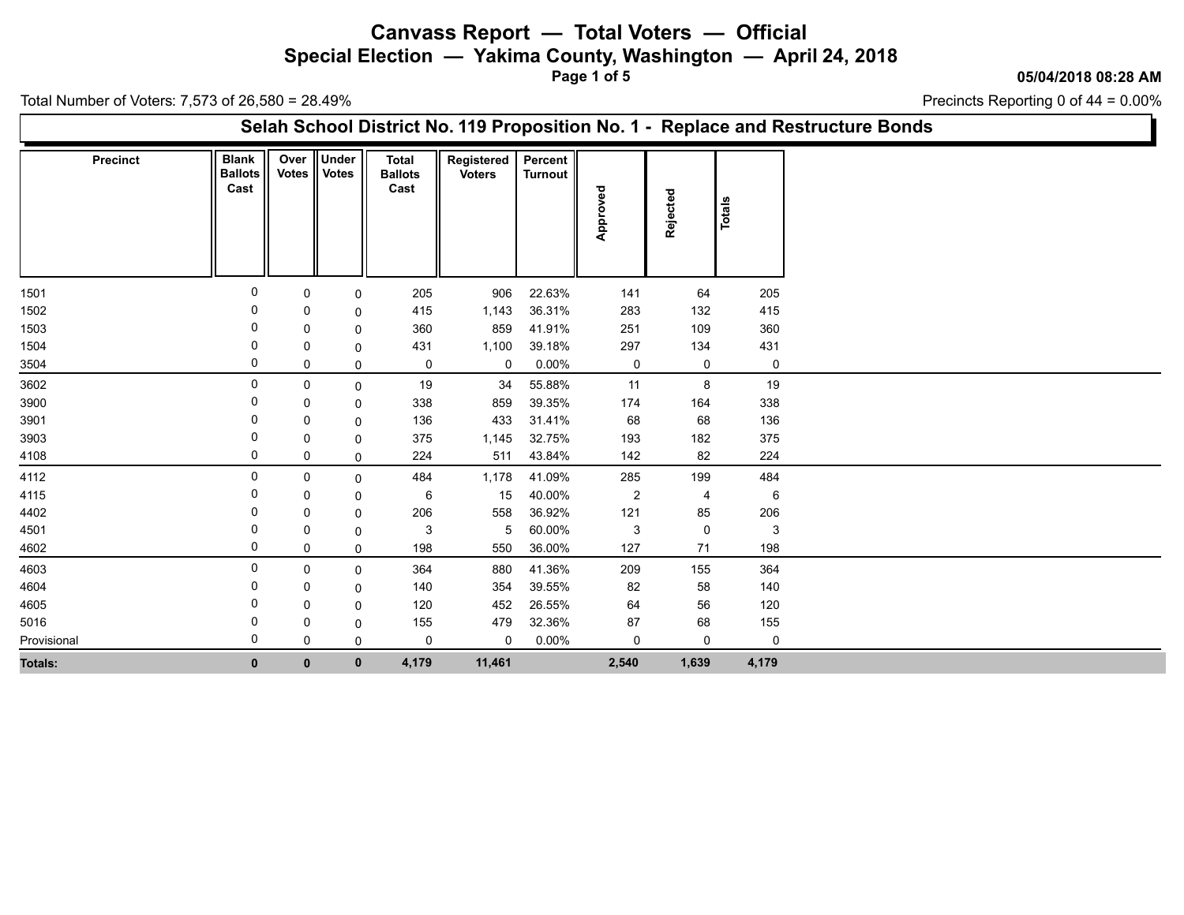# Canvass Report — Total Voters — Official

## Special Election — Yakima County, Washington — April 24, 2018

05/04/2018 08:28 AM

Total Number of Voters: 7,573 of 26,580 = 28.49%

Precincts Reporting 0 of 44 = 0.00%

### Selah School District No. 119 Proposition No. 1 - Replace and Restructure Bonds

| Precinct | Blank Ballots Cast | Over Votes | Under Votes | Total Ballots Cast | Registered Voters | Percent Turnout | Approved | Rejected | Totals |
|---|---|---|---|---|---|---|---|---|---|
| 1501 | 0 | 0 | 0 | 205 | 906 | 22.63% | 141 | 64 | 205 |
| 1502 | 0 | 0 | 0 | 415 | 1,143 | 36.31% | 283 | 132 | 415 |
| 1503 | 0 | 0 | 0 | 360 | 859 | 41.91% | 251 | 109 | 360 |
| 1504 | 0 | 0 | 0 | 431 | 1,100 | 39.18% | 297 | 134 | 431 |
| 3504 | 0 | 0 | 0 | 0 | 0 | 0.00% | 0 | 0 | 0 |
| 3602 | 0 | 0 | 0 | 19 | 34 | 55.88% | 11 | 8 | 19 |
| 3900 | 0 | 0 | 0 | 338 | 859 | 39.35% | 174 | 164 | 338 |
| 3901 | 0 | 0 | 0 | 136 | 433 | 31.41% | 68 | 68 | 136 |
| 3903 | 0 | 0 | 0 | 375 | 1,145 | 32.75% | 193 | 182 | 375 |
| 4108 | 0 | 0 | 0 | 224 | 511 | 43.84% | 142 | 82 | 224 |
| 4112 | 0 | 0 | 0 | 484 | 1,178 | 41.09% | 285 | 199 | 484 |
| 4115 | 0 | 0 | 0 | 6 | 15 | 40.00% | 2 | 4 | 6 |
| 4402 | 0 | 0 | 0 | 206 | 558 | 36.92% | 121 | 85 | 206 |
| 4501 | 0 | 0 | 0 | 3 | 5 | 60.00% | 3 | 0 | 3 |
| 4602 | 0 | 0 | 0 | 198 | 550 | 36.00% | 127 | 71 | 198 |
| 4603 | 0 | 0 | 0 | 364 | 880 | 41.36% | 209 | 155 | 364 |
| 4604 | 0 | 0 | 0 | 140 | 354 | 39.55% | 82 | 58 | 140 |
| 4605 | 0 | 0 | 0 | 120 | 452 | 26.55% | 64 | 56 | 120 |
| 5016 | 0 | 0 | 0 | 155 | 479 | 32.36% | 87 | 68 | 155 |
| Provisional | 0 | 0 | 0 | 0 | 0 | 0.00% | 0 | 0 | 0 |
| **Totals:** | **0** | **0** | **0** | **4,179** | **11,461** | | **2,540** | **1,639** | **4,179** |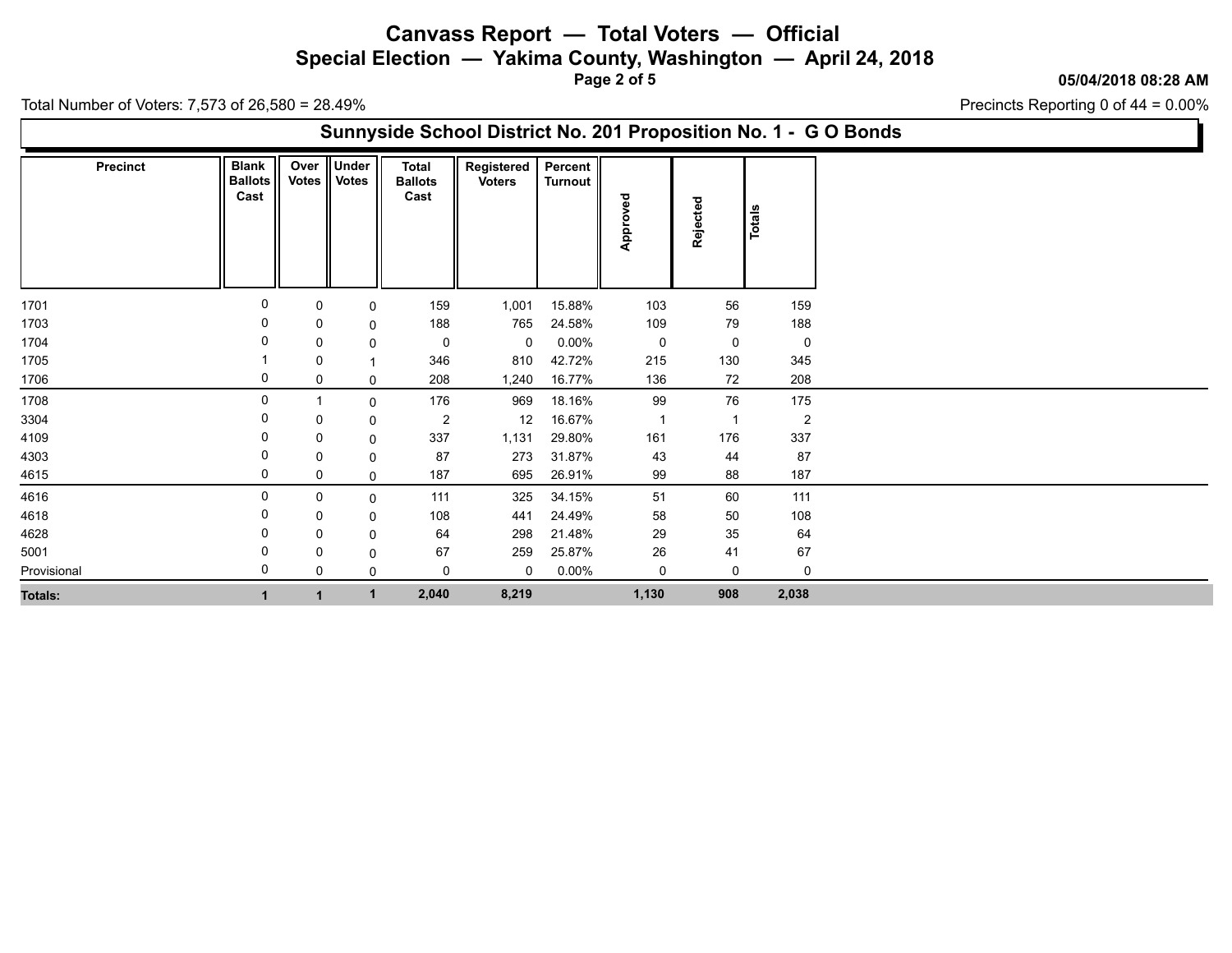# Canvass Report — Total Voters — Official

## Special Election — Yakima County, Washington — April 24, 2018

05/04/2018 08:28 AM

Total Number of Voters: 7,573 of 26,580 = 28.49%

Precincts Reporting 0 of 44 = 0.00%

## Sunnyside School District No. 201 Proposition No. 1 - G O Bonds

| Precinct | Blank Ballots Cast | Over Votes | Under Votes | Total Ballots Cast | Registered Voters | Percent Turnout | Approved | Rejected | Totals |
|---|---|---|---|---|---|---|---|---|---|
| 1701 | 0 | 0 | 0 | 159 | 1,001 | 15.88% | 103 | 56 | 159 |
| 1703 | 0 | 0 | 0 | 188 | 765 | 24.58% | 109 | 79 | 188 |
| 1704 | 0 | 0 | 0 | 0 | 0 | 0.00% | 0 | 0 | 0 |
| 1705 | 1 | 0 | 1 | 346 | 810 | 42.72% | 215 | 130 | 345 |
| 1706 | 0 | 0 | 0 | 208 | 1,240 | 16.77% | 136 | 72 | 208 |
| 1708 | 0 | 1 | 0 | 176 | 969 | 18.16% | 99 | 76 | 175 |
| 3304 | 0 | 0 | 0 | 2 | 12 | 16.67% | 1 | 1 | 2 |
| 4109 | 0 | 0 | 0 | 337 | 1,131 | 29.80% | 161 | 176 | 337 |
| 4303 | 0 | 0 | 0 | 87 | 273 | 31.87% | 43 | 44 | 87 |
| 4615 | 0 | 0 | 0 | 187 | 695 | 26.91% | 99 | 88 | 187 |
| 4616 | 0 | 0 | 0 | 111 | 325 | 34.15% | 51 | 60 | 111 |
| 4618 | 0 | 0 | 0 | 108 | 441 | 24.49% | 58 | 50 | 108 |
| 4628 | 0 | 0 | 0 | 64 | 298 | 21.48% | 29 | 35 | 64 |
| 5001 | 0 | 0 | 0 | 67 | 259 | 25.87% | 26 | 41 | 67 |
| Provisional | 0 | 0 | 0 | 0 | 0 | 0.00% | 0 | 0 | 0 |
| **Totals:** | **1** | **1** | **1** | **2,040** | **8,219** | | **1,130** | **908** | **2,038** |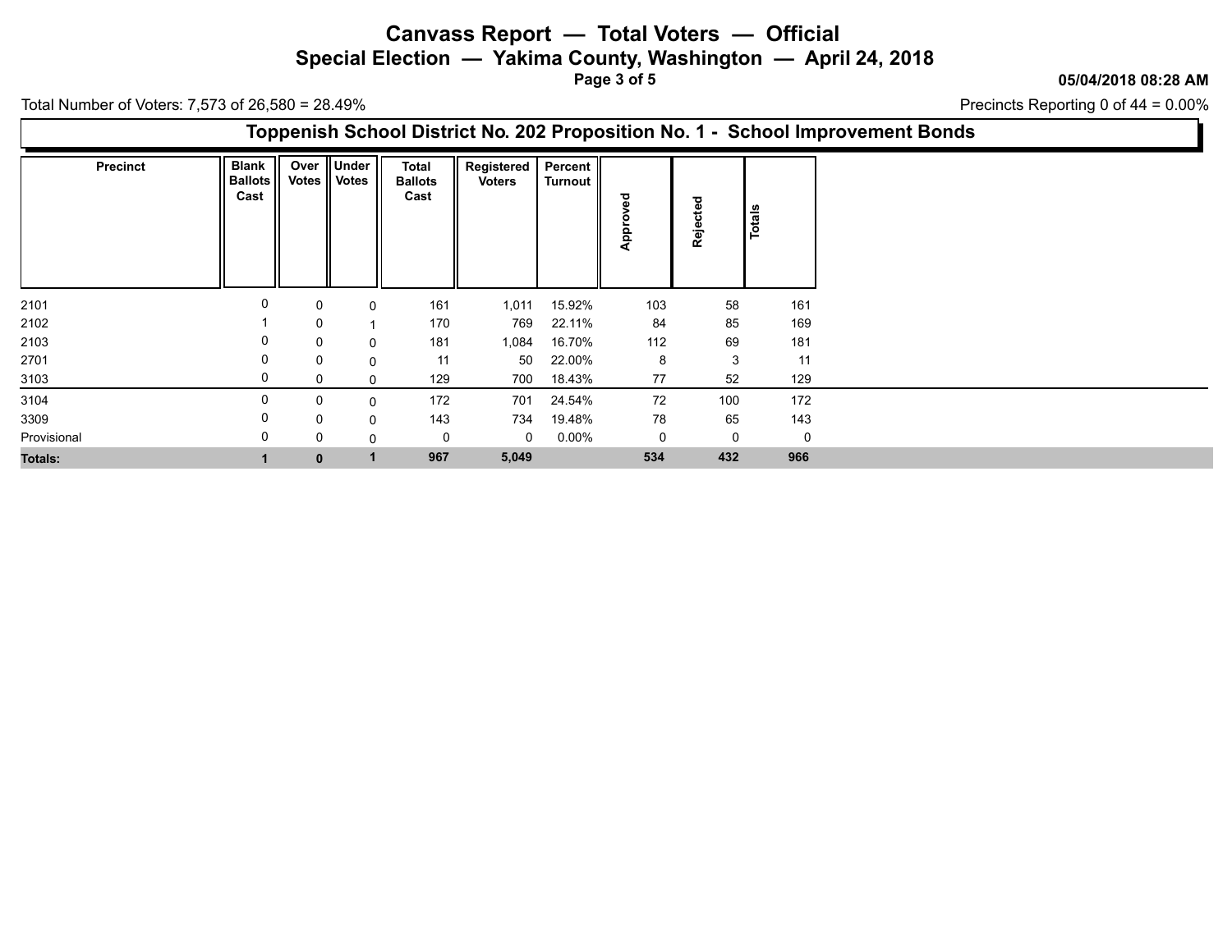# Canvass Report — Total Voters — Official

## Special Election — Yakima County, Washington — April 24, 2018

**05/04/2018 08:28 AM**

Total Number of Voters: 7,573 of 26,580 = 28.49%

Precincts Reporting 0 of 44 = 0.00%

### Toppenish School District No. 202 Proposition No. 1 - School Improvement Bonds

| Precinct | Blank Ballots Cast | Over Votes | Under Votes | Total Ballots Cast | Registered Voters | Percent Turnout | Approved | Rejected | Totals |
|---|---|---|---|---|---|---|---|---|---|
| 2101 | 0 | 0 | 0 | 161 | 1,011 | 15.92% | 103 | 58 | 161 |
| 2102 | 1 | 0 | 1 | 170 | 769 | 22.11% | 84 | 85 | 169 |
| 2103 | 0 | 0 | 0 | 181 | 1,084 | 16.70% | 112 | 69 | 181 |
| 2701 | 0 | 0 | 0 | 11 | 50 | 22.00% | 8 | 3 | 11 |
| 3103 | 0 | 0 | 0 | 129 | 700 | 18.43% | 77 | 52 | 129 |
| 3104 | 0 | 0 | 0 | 172 | 701 | 24.54% | 72 | 100 | 172 |
| 3309 | 0 | 0 | 0 | 143 | 734 | 19.48% | 78 | 65 | 143 |
| Provisional | 0 | 0 | 0 | 0 | 0 | 0.00% | 0 | 0 | 0 |
| **Totals:** | **1** | **0** | **1** | **967** | **5,049** | | **534** | **432** | **966** |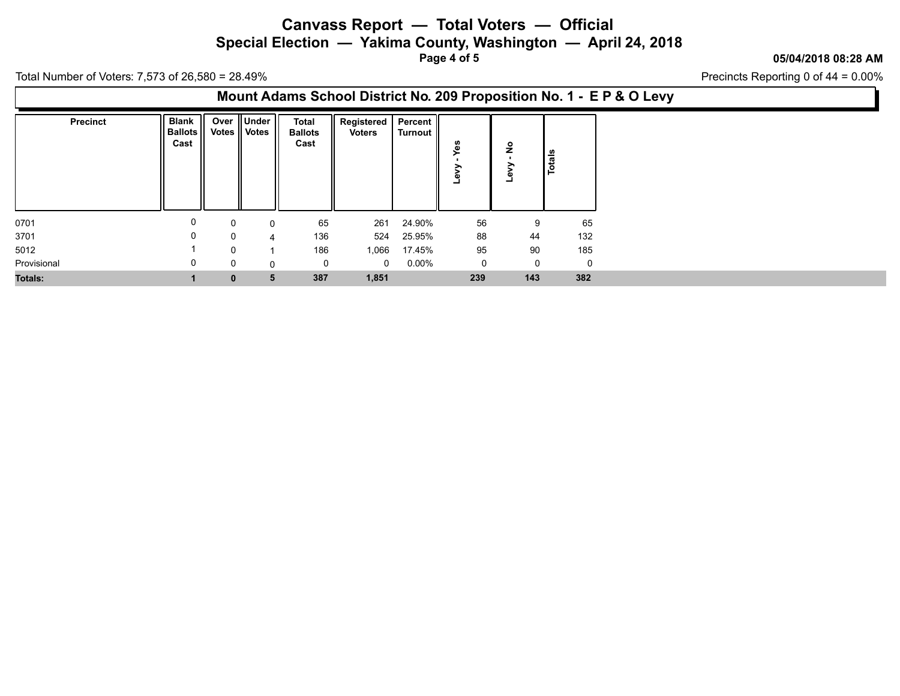# Canvass Report — Total Voters — Official

## Special Election — Yakima County, Washington — April 24, 2018

05/04/2018 08:28 AM

Total Number of Voters: 7,573 of 26,580 = 28.49%

Precincts Reporting 0 of 44 = 0.00%

### Mount Adams School District No. 209 Proposition No. 1 - E P & O Levy

| Precinct | Blank Ballots Cast | Over Votes | Under Votes | Total Ballots Cast | Registered Voters | Percent Turnout | Levy - Yes | Levy - No | Totals |
|---|---|---|---|---|---|---|---|---|---|
| 0701 | 0 | 0 | 0 | 65 | 261 | 24.90% | 56 | 9 | 65 |
| 3701 | 0 | 0 | 4 | 136 | 524 | 25.95% | 88 | 44 | 132 |
| 5012 | 1 | 0 | 1 | 186 | 1,066 | 17.45% | 95 | 90 | 185 |
| Provisional | 0 | 0 | 0 | 0 | 0 | 0.00% | 0 | 0 | 0 |
| **Totals:** | **1** | **0** | **5** | **387** | **1,851** | | **239** | **143** | **382** |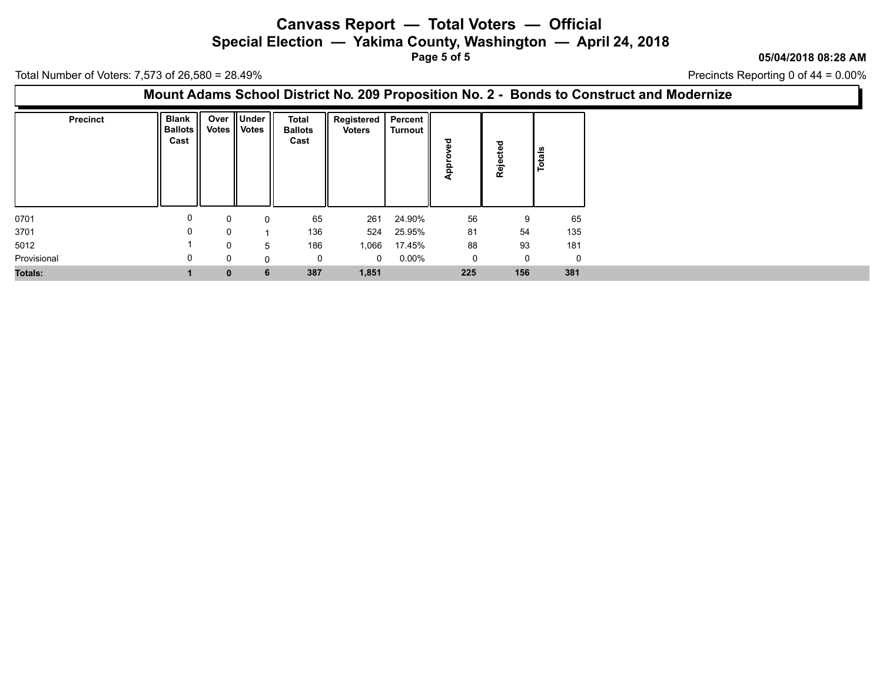# Canvass Report — Total Voters — Official

## Special Election — Yakima County, Washington — April 24, 2018

05/04/2018 08:28 AM

Total Number of Voters: 7,573 of 26,580 = 28.49%

Precincts Reporting 0 of 44 = 0.00%

### Mount Adams School District No. 209 Proposition No. 2 - Bonds to Construct and Modernize

| Precinct | Blank Ballots Cast | Over Votes | Under Votes | Total Ballots Cast | Registered Voters | Percent Turnout | Approved | Rejected | Totals |
|---|---|---|---|---|---|---|---|---|---|
| 0701 | 0 | 0 | 0 | 65 | 261 | 24.90% | 56 | 9 | 65 |
| 3701 | 0 | 0 | 1 | 136 | 524 | 25.95% | 81 | 54 | 135 |
| 5012 | 1 | 0 | 5 | 186 | 1,066 | 17.45% | 88 | 93 | 181 |
| Provisional | 0 | 0 | 0 | 0 | 0 | 0.00% | 0 | 0 | 0 |
| **Totals:** | **1** | **0** | **6** | **387** | **1,851** | | **225** | **156** | **381** |